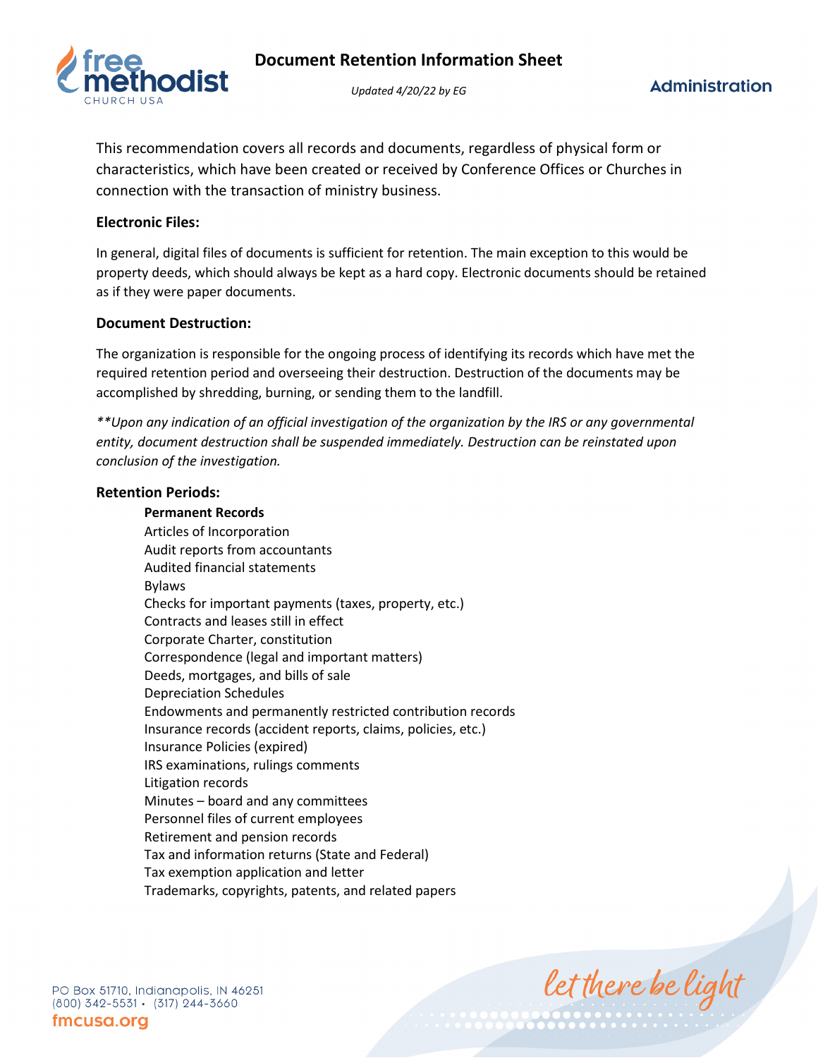# Document Retention Information Sheet

*Updated 4/20/22 by EG*

Administration

This recommendation covers all records and documents, regardless of physical form or characteristics, which have been created or received by Conference Offices or Churches in connection with the transaction of ministry business.

### Electronic Files:

In general, digital files of documents is sufficient for retention. The main exception to this would be property deeds, which should always be kept as a hard copy. Electronic documents should be retained as if they were paper documents.

### Document Destruction:

The organization is responsible for the ongoing process of identifying its records which have met the required retention period and overseeing their destruction. Destruction of the documents may be accomplished by shredding, burning, or sending them to the landfill.

*\*\*Upon any indication of an official investigation of the organization by the IRS or any governmental entity, document destruction shall be suspended immediately. Destruction can be reinstated upon conclusion of the investigation.*

### Retention Periods:

**Permanent Records**

Articles of Incorporation
Audit reports from accountants
Audited financial statements
Bylaws
Checks for important payments (taxes, property, etc.)
Contracts and leases still in effect
Corporate Charter, constitution
Correspondence (legal and important matters)
Deeds, mortgages, and bills of sale
Depreciation Schedules
Endowments and permanently restricted contribution records
Insurance records (accident reports, claims, policies, etc.)
Insurance Policies (expired)
IRS examinations, rulings comments
Litigation records
Minutes – board and any committees
Personnel files of current employees
Retirement and pension records
Tax and information returns (State and Federal)
Tax exemption application and letter
Trademarks, copyrights, patents, and related papers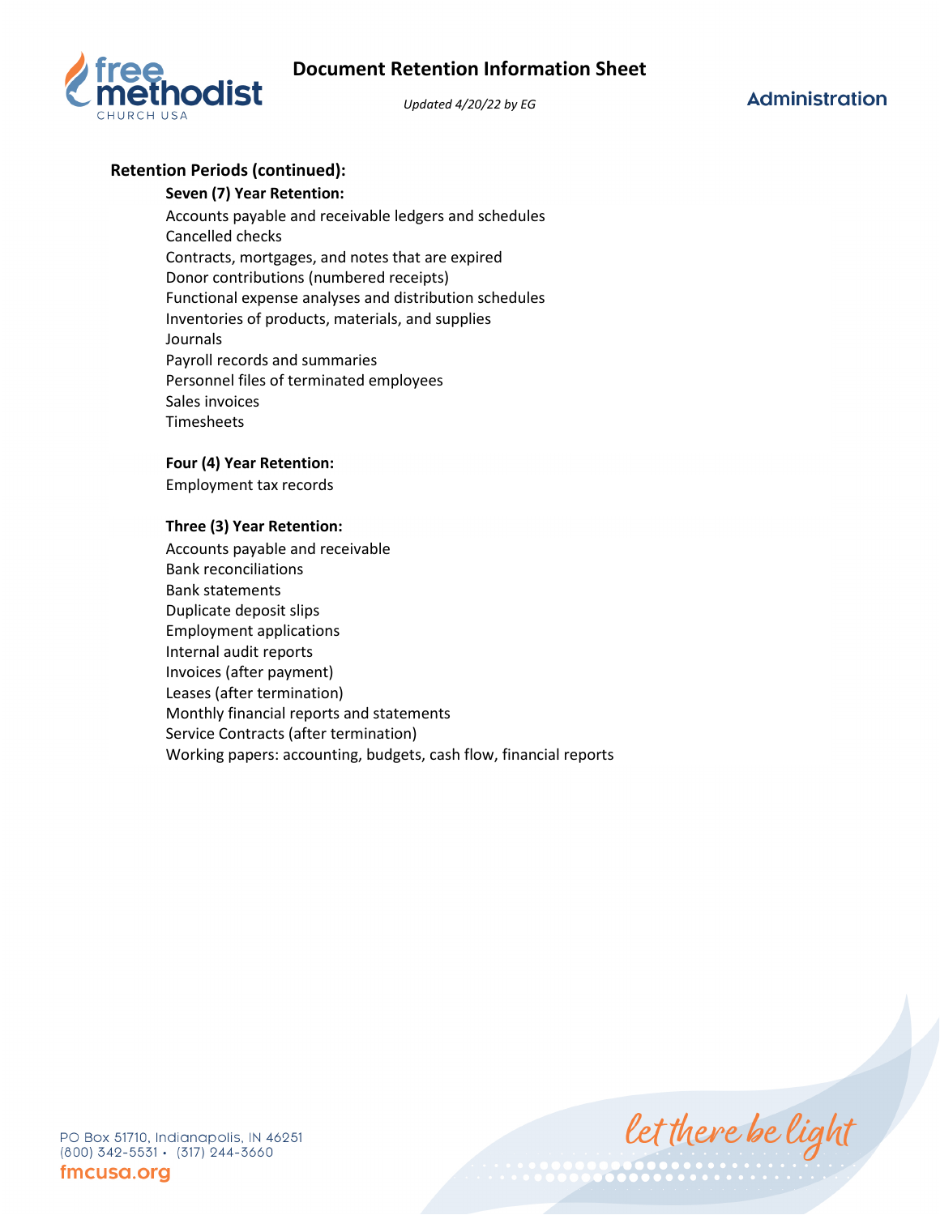## Retention Periods (continued):

### Seven (7) Year Retention:

Accounts payable and receivable ledgers and schedules
Cancelled checks
Contracts, mortgages, and notes that are expired
Donor contributions (numbered receipts)
Functional expense analyses and distribution schedules
Inventories of products, materials, and supplies
Journals
Payroll records and summaries
Personnel files of terminated employees
Sales invoices
Timesheets

### Four (4) Year Retention:

Employment tax records

### Three (3) Year Retention:

Accounts payable and receivable
Bank reconciliations
Bank statements
Duplicate deposit slips
Employment applications
Internal audit reports
Invoices (after payment)
Leases (after termination)
Monthly financial reports and statements
Service Contracts (after termination)
Working papers: accounting, budgets, cash flow, financial reports